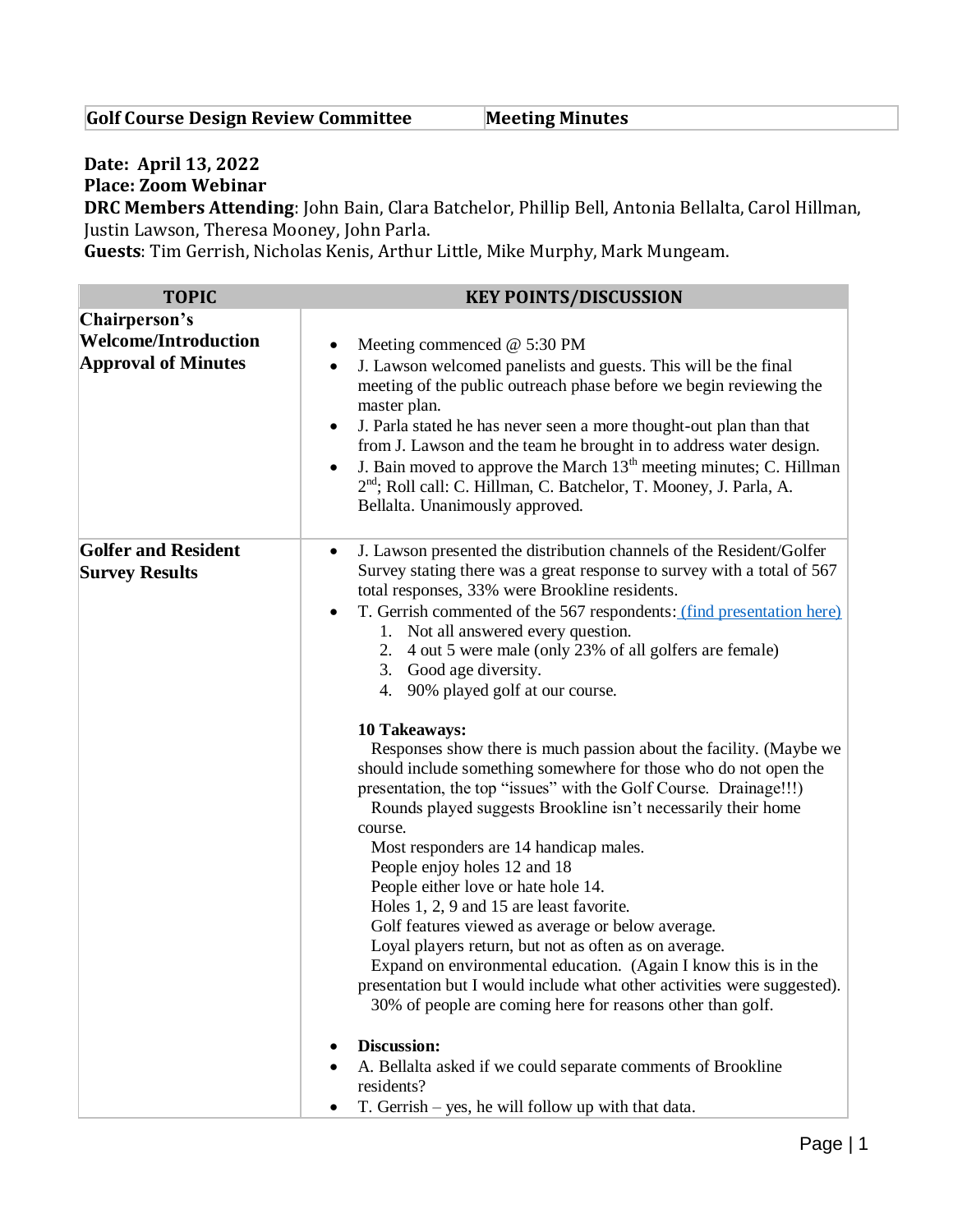| Golf Course Design Review Committee | Meeting Minutes |
|---|---|

**Date: April 13, 2022**
**Place: Zoom Webinar**
**DRC Members Attending**: John Bain, Clara Batchelor, Phillip Bell, Antonia Bellalta, Carol Hillman, Justin Lawson, Theresa Mooney, John Parla.
**Guests**: Tim Gerrish, Nicholas Kenis, Arthur Little, Mike Murphy, Mark Mungeam.

| TOPIC | KEY POINTS/DISCUSSION |
|---|---|
| **Chairperson's Welcome/Introduction Approval of Minutes** | • Meeting commenced @ 5:30 PM<br>• J. Lawson welcomed panelists and guests. This will be the final meeting of the public outreach phase before we begin reviewing the master plan.<br>• J. Parla stated he has never seen a more thought-out plan than that from J. Lawson and the team he brought in to address water design.<br>• J. Bain moved to approve the March 13th meeting minutes; C. Hillman 2nd; Roll call: C. Hillman, C. Batchelor, T. Mooney, J. Parla, A. Bellalta. Unanimously approved. |
| **Golfer and Resident Survey Results** | • J. Lawson presented the distribution channels of the Resident/Golfer Survey stating there was a great response to survey with a total of 567 total responses, 33% were Brookline residents.<br>• T. Gerrish commented of the 567 respondents: (find presentation here)<br>1. Not all answered every question.<br>2. 4 out 5 were male (only 23% of all golfers are female)<br>3. Good age diversity.<br>4. 90% played golf at our course.<br><br>**10 Takeaways:**<br>Responses show there is much passion about the facility. (Maybe we should include something somewhere for those who do not open the presentation, the top "issues" with the Golf Course. Drainage!!!)<br>Rounds played suggests Brookline isn't necessarily their home course.<br>Most responders are 14 handicap males.<br>People enjoy holes 12 and 18<br>People either love or hate hole 14.<br>Holes 1, 2, 9 and 15 are least favorite.<br>Golf features viewed as average or below average.<br>Loyal players return, but not as often as on average.<br>Expand on environmental education. (Again I know this is in the presentation but I would include what other activities were suggested).<br>30% of people are coming here for reasons other than golf.<br><br>• **Discussion:**<br>• A. Bellalta asked if we could separate comments of Brookline residents?<br>• T. Gerrish – yes, he will follow up with that data. |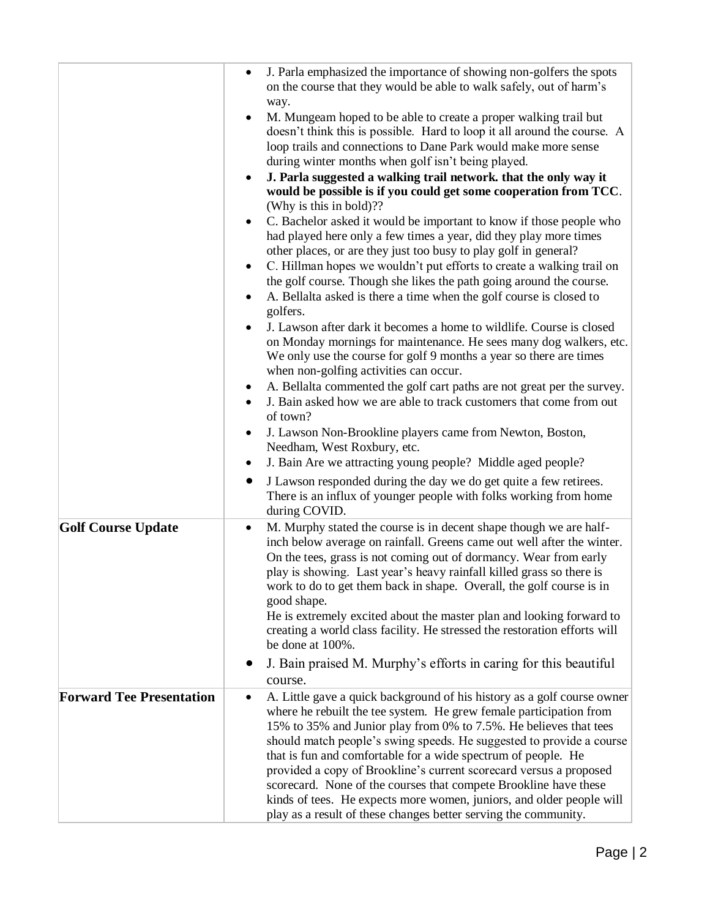| | |
|---|---|
| | • J. Parla emphasized the importance of showing non-golfers the spots on the course that they would be able to walk safely, out of harm's way.<br>• M. Mungeam hoped to be able to create a proper walking trail but doesn't think this is possible. Hard to loop it all around the course. A loop trails and connections to Dane Park would make more sense during winter months when golf isn't being played.<br>• **J. Parla suggested a walking trail network. that the only way it would be possible is if you could get some cooperation from TCC**. (Why is this in bold)??<br>• C. Bachelor asked it would be important to know if those people who had played here only a few times a year, did they play more times other places, or are they just too busy to play golf in general?<br>• C. Hillman hopes we wouldn't put efforts to create a walking trail on the golf course. Though she likes the path going around the course.<br>• A. Bellalta asked is there a time when the golf course is closed to golfers.<br>• J. Lawson after dark it becomes a home to wildlife. Course is closed on Monday mornings for maintenance. He sees many dog walkers, etc. We only use the course for golf 9 months a year so there are times when non-golfing activities can occur.<br>• A. Bellalta commented the golf cart paths are not great per the survey.<br>• J. Bain asked how we are able to track customers that come from out of town?<br>• J. Lawson Non-Brookline players came from Newton, Boston, Needham, West Roxbury, etc.<br>• J. Bain Are we attracting young people? Middle aged people?<br>• J Lawson responded during the day we do get quite a few retirees. There is an influx of younger people with folks working from home during COVID. |
| **Golf Course Update** | • M. Murphy stated the course is in decent shape though we are half-inch below average on rainfall. Greens came out well after the winter. On the tees, grass is not coming out of dormancy. Wear from early play is showing. Last year's heavy rainfall killed grass so there is work to do to get them back in shape. Overall, the golf course is in good shape.<br>He is extremely excited about the master plan and looking forward to creating a world class facility. He stressed the restoration efforts will be done at 100%.<br>• J. Bain praised M. Murphy's efforts in caring for this beautiful course. |
| **Forward Tee Presentation** | • A. Little gave a quick background of his history as a golf course owner where he rebuilt the tee system. He grew female participation from 15% to 35% and Junior play from 0% to 7.5%. He believes that tees should match people's swing speeds. He suggested to provide a course that is fun and comfortable for a wide spectrum of people. He provided a copy of Brookline's current scorecard versus a proposed scorecard. None of the courses that compete Brookline have these kinds of tees. He expects more women, juniors, and older people will play as a result of these changes better serving the community. |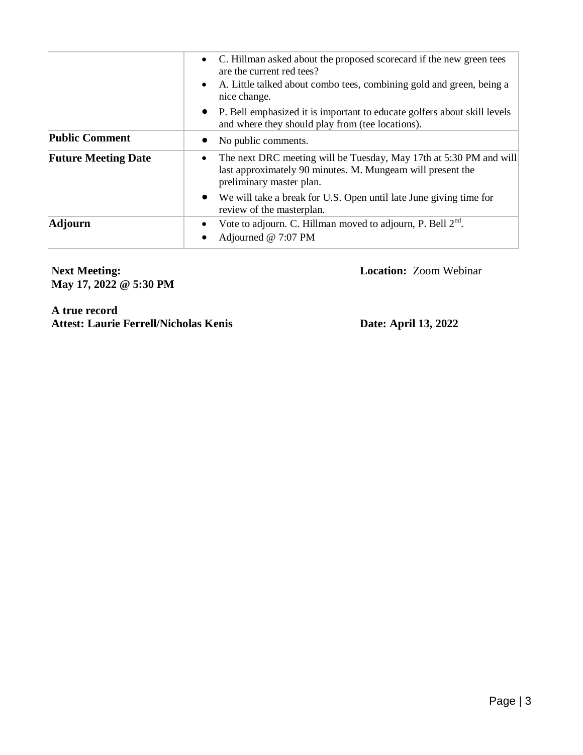| | |
|---|---|
| | • C. Hillman asked about the proposed scorecard if the new green tees are the current red tees?<br>• A. Little talked about combo tees, combining gold and green, being a nice change.<br>• P. Bell emphasized it is important to educate golfers about skill levels and where they should play from (tee locations). |
| **Public Comment** | • No public comments. |
| **Future Meeting Date** | • The next DRC meeting will be Tuesday, May 17th at 5:30 PM and will last approximately 90 minutes. M. Mungeam will present the preliminary master plan.<br>• We will take a break for U.S. Open until late June giving time for review of the masterplan. |
| **Adjourn** | • Vote to adjourn. C. Hillman moved to adjourn, P. Bell 2nd.<br>• Adjourned @ 7:07 PM |

**Next Meeting:**
**May 17, 2022 @ 5:30 PM**

**Location:** Zoom Webinar

**A true record**
**Attest: Laurie Ferrell/Nicholas Kenis**

**Date: April 13, 2022**